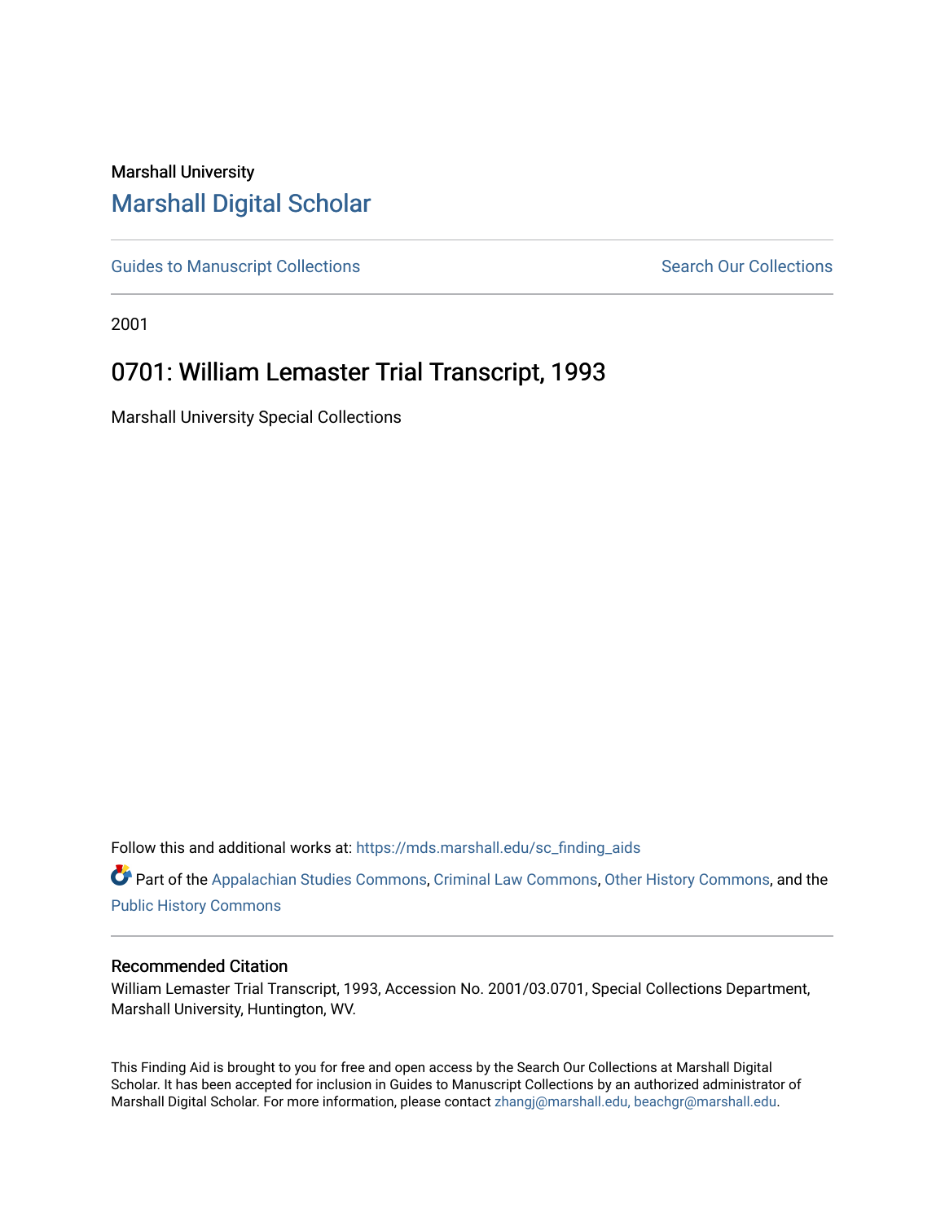Marshall University

# Marshall Digital Scholar

Guides to Manuscript Collections

Search Our Collections

2001

## 0701: William Lemaster Trial Transcript, 1993

Marshall University Special Collections

Follow this and additional works at: https://mds.marshall.edu/sc_finding_aids

Part of the Appalachian Studies Commons, Criminal Law Commons, Other History Commons, and the Public History Commons

### Recommended Citation

William Lemaster Trial Transcript, 1993, Accession No. 2001/03.0701, Special Collections Department, Marshall University, Huntington, WV.

This Finding Aid is brought to you for free and open access by the Search Our Collections at Marshall Digital Scholar. It has been accepted for inclusion in Guides to Manuscript Collections by an authorized administrator of Marshall Digital Scholar. For more information, please contact zhangj@marshall.edu, beachgr@marshall.edu.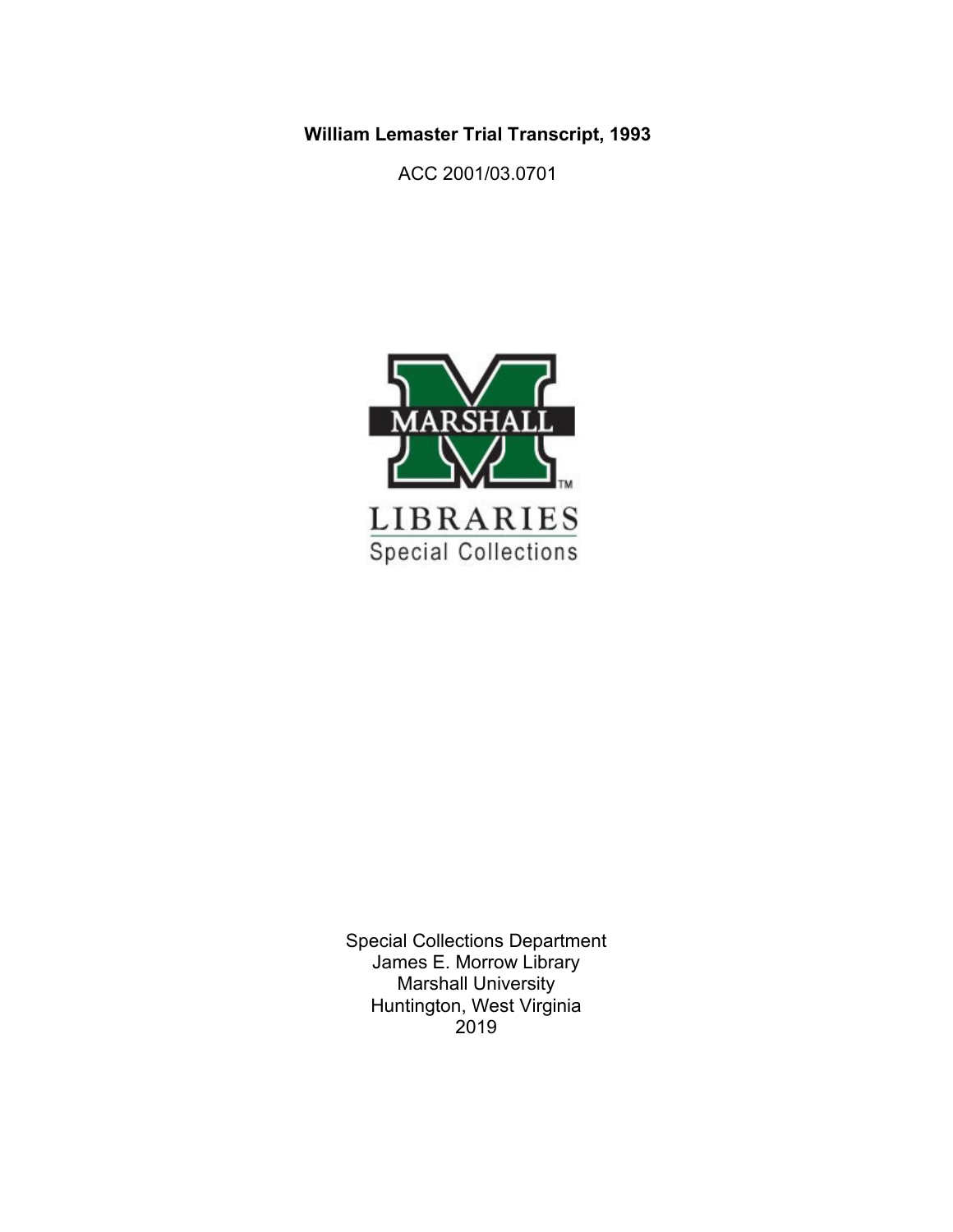**William Lemaster Trial Transcript, 1993**

ACC 2001/03.0701

MARSHALL

LIBRARIES

Special Collections

Special Collections Department
James E. Morrow Library
Marshall University
Huntington, West Virginia
2019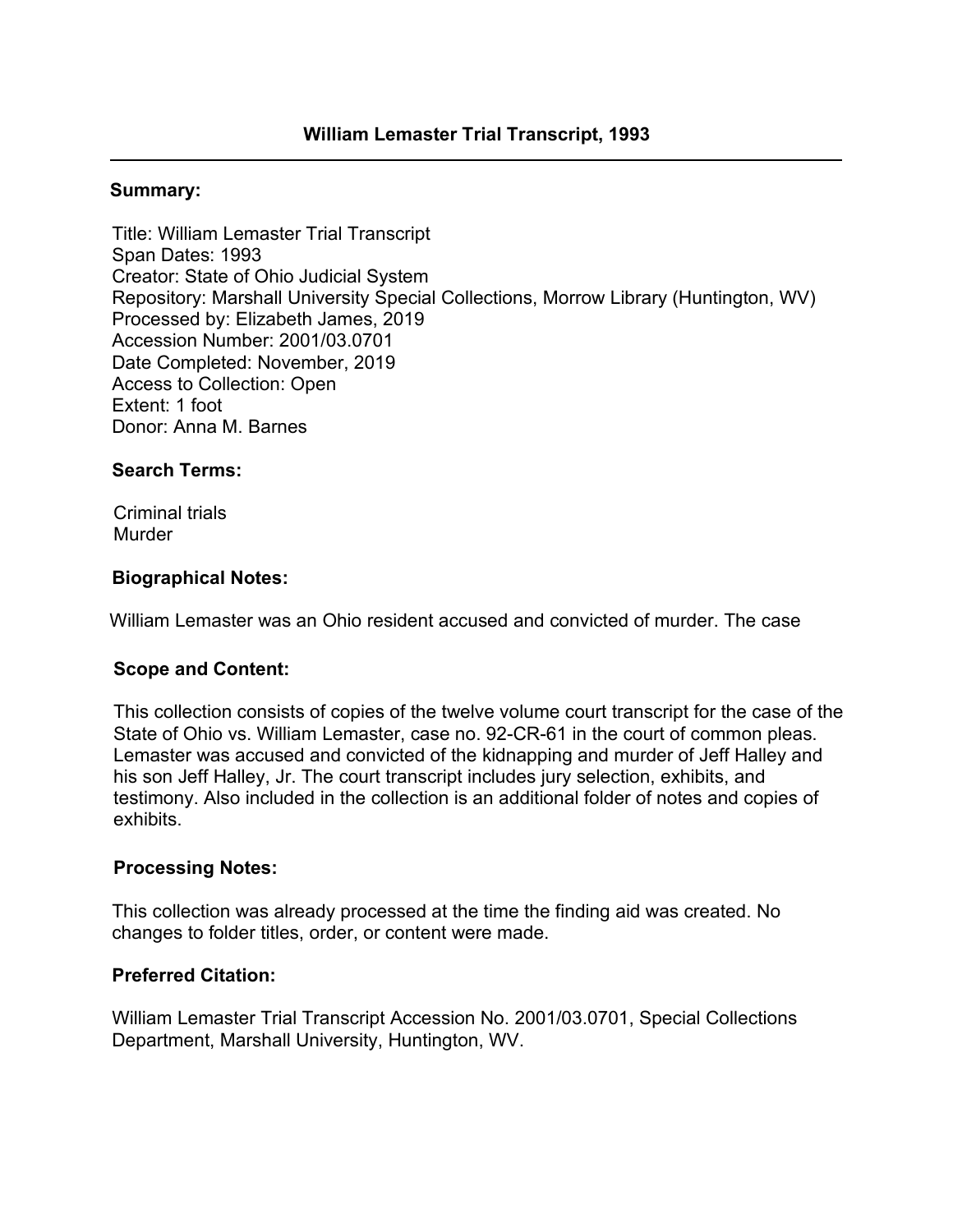## William Lemaster Trial Transcript, 1993

---

### Summary:

Title: William Lemaster Trial Transcript
Span Dates: 1993
Creator: State of Ohio Judicial System
Repository: Marshall University Special Collections, Morrow Library (Huntington, WV)
Processed by: Elizabeth James, 2019
Accession Number: 2001/03.0701
Date Completed: November, 2019
Access to Collection: Open
Extent: 1 foot
Donor: Anna M. Barnes

### Search Terms:

Criminal trials
Murder

### Biographical Notes:

William Lemaster was an Ohio resident accused and convicted of murder. The case

### Scope and Content:

This collection consists of copies of the twelve volume court transcript for the case of the State of Ohio vs. William Lemaster, case no. 92-CR-61 in the court of common pleas. Lemaster was accused and convicted of the kidnapping and murder of Jeff Halley and his son Jeff Halley, Jr. The court transcript includes jury selection, exhibits, and testimony. Also included in the collection is an additional folder of notes and copies of exhibits.

### Processing Notes:

This collection was already processed at the time the finding aid was created. No changes to folder titles, order, or content were made.

### Preferred Citation:

William Lemaster Trial Transcript Accession No. 2001/03.0701, Special Collections Department, Marshall University, Huntington, WV.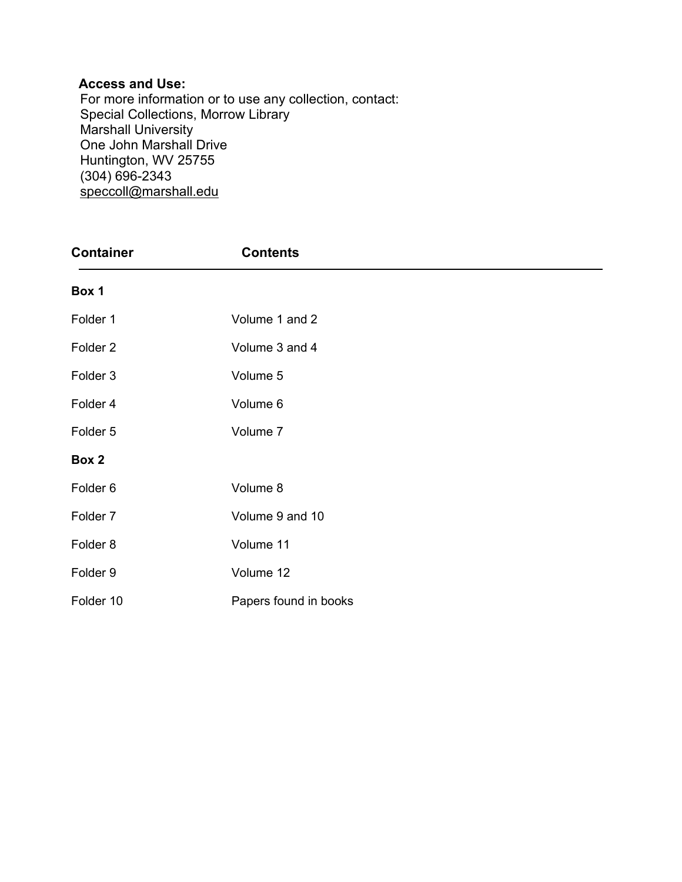**Access and Use:**
For more information or to use any collection, contact:
Special Collections, Morrow Library
Marshall University
One John Marshall Drive
Huntington, WV 25755
(304) 696-2343
speccoll@marshall.edu

| Container | Contents |
|---|---|
| **Box 1** | |
| Folder 1 | Volume 1 and 2 |
| Folder 2 | Volume 3 and 4 |
| Folder 3 | Volume 5 |
| Folder 4 | Volume 6 |
| Folder 5 | Volume 7 |
| **Box 2** | |
| Folder 6 | Volume 8 |
| Folder 7 | Volume 9 and 10 |
| Folder 8 | Volume 11 |
| Folder 9 | Volume 12 |
| Folder 10 | Papers found in books |